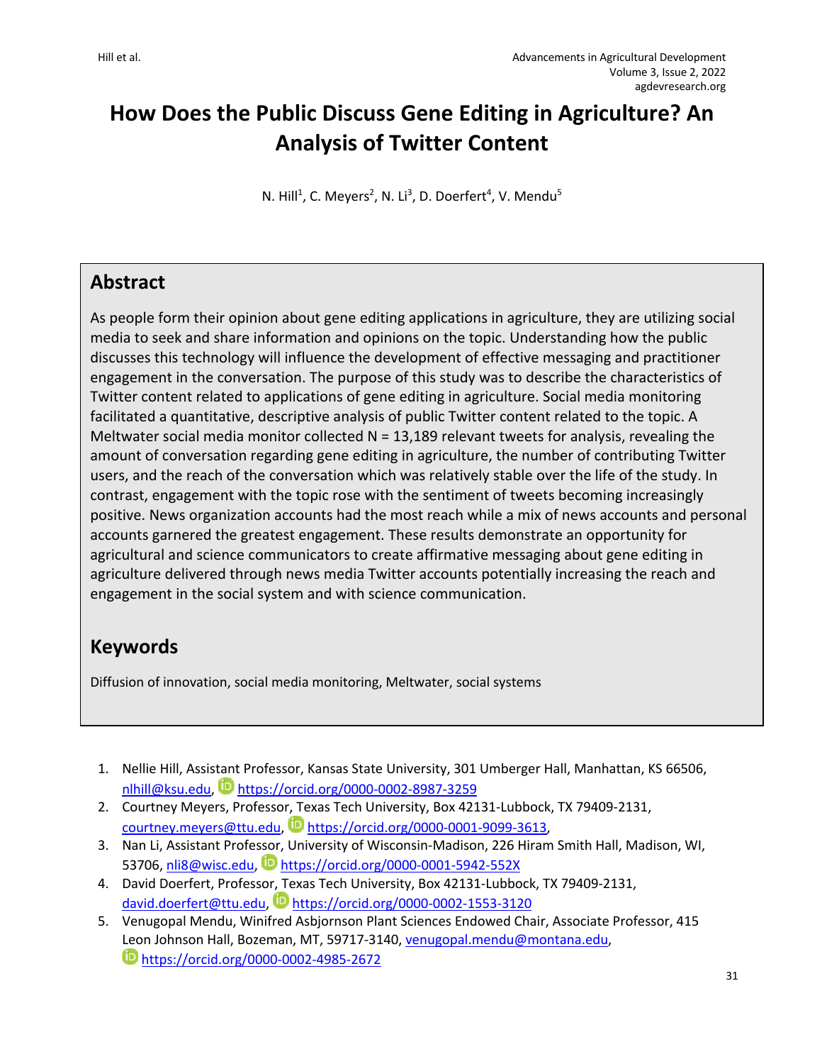# How Does the Public Discuss Gene Editing in Agriculture? An Analysis of Twitter Content

N. Hill[1], C. Meyers[2], N. Li[3], D. Doerfert[4], V. Mendu[5]

## Abstract

As people form their opinion about gene editing applications in agriculture, they are utilizing social media to seek and share information and opinions on the topic. Understanding how the public discusses this technology will influence the development of effective messaging and practitioner engagement in the conversation. The purpose of this study was to describe the characteristics of Twitter content related to applications of gene editing in agriculture. Social media monitoring facilitated a quantitative, descriptive analysis of public Twitter content related to the topic. A Meltwater social media monitor collected N = 13,189 relevant tweets for analysis, revealing the amount of conversation regarding gene editing in agriculture, the number of contributing Twitter users, and the reach of the conversation which was relatively stable over the life of the study. In contrast, engagement with the topic rose with the sentiment of tweets becoming increasingly positive. News organization accounts had the most reach while a mix of news accounts and personal accounts garnered the greatest engagement. These results demonstrate an opportunity for agricultural and science communicators to create affirmative messaging about gene editing in agriculture delivered through news media Twitter accounts potentially increasing the reach and engagement in the social system and with science communication.

## Keywords

Diffusion of innovation, social media monitoring, Meltwater, social systems

1. Nellie Hill, Assistant Professor, Kansas State University, 301 Umberger Hall, Manhattan, KS 66506, nlhill@ksu.edu, https://orcid.org/0000-0002-8987-3259
2. Courtney Meyers, Professor, Texas Tech University, Box 42131-Lubbock, TX 79409-2131, courtney.meyers@ttu.edu, https://orcid.org/0000-0001-9099-3613,
3. Nan Li, Assistant Professor, University of Wisconsin-Madison, 226 Hiram Smith Hall, Madison, WI, 53706, nli8@wisc.edu, https://orcid.org/0000-0001-5942-552X
4. David Doerfert, Professor, Texas Tech University, Box 42131-Lubbock, TX 79409-2131, david.doerfert@ttu.edu, https://orcid.org/0000-0002-1553-3120
5. Venugopal Mendu, Winifred Asbjornson Plant Sciences Endowed Chair, Associate Professor, 415 Leon Johnson Hall, Bozeman, MT, 59717-3140, venugopal.mendu@montana.edu, https://orcid.org/0000-0002-4985-2672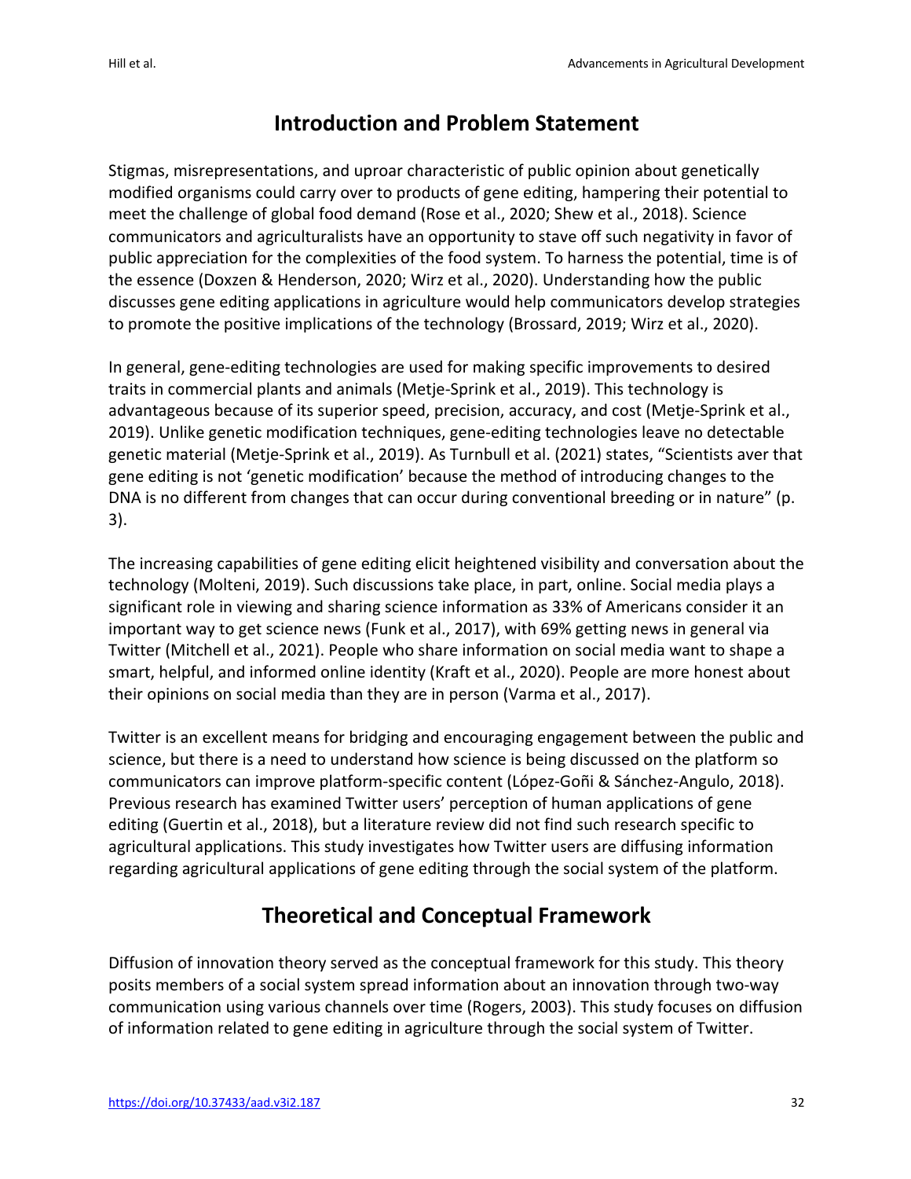## Introduction and Problem Statement

Stigmas, misrepresentations, and uproar characteristic of public opinion about genetically modified organisms could carry over to products of gene editing, hampering their potential to meet the challenge of global food demand (Rose et al., 2020; Shew et al., 2018). Science communicators and agriculturalists have an opportunity to stave off such negativity in favor of public appreciation for the complexities of the food system. To harness the potential, time is of the essence (Doxzen & Henderson, 2020; Wirz et al., 2020). Understanding how the public discusses gene editing applications in agriculture would help communicators develop strategies to promote the positive implications of the technology (Brossard, 2019; Wirz et al., 2020).

In general, gene-editing technologies are used for making specific improvements to desired traits in commercial plants and animals (Metje-Sprink et al., 2019). This technology is advantageous because of its superior speed, precision, accuracy, and cost (Metje-Sprink et al., 2019). Unlike genetic modification techniques, gene-editing technologies leave no detectable genetic material (Metje-Sprink et al., 2019). As Turnbull et al. (2021) states, "Scientists aver that gene editing is not 'genetic modification' because the method of introducing changes to the DNA is no different from changes that can occur during conventional breeding or in nature" (p. 3).

The increasing capabilities of gene editing elicit heightened visibility and conversation about the technology (Molteni, 2019). Such discussions take place, in part, online. Social media plays a significant role in viewing and sharing science information as 33% of Americans consider it an important way to get science news (Funk et al., 2017), with 69% getting news in general via Twitter (Mitchell et al., 2021). People who share information on social media want to shape a smart, helpful, and informed online identity (Kraft et al., 2020). People are more honest about their opinions on social media than they are in person (Varma et al., 2017).

Twitter is an excellent means for bridging and encouraging engagement between the public and science, but there is a need to understand how science is being discussed on the platform so communicators can improve platform-specific content (López-Goñi & Sánchez-Angulo, 2018). Previous research has examined Twitter users' perception of human applications of gene editing (Guertin et al., 2018), but a literature review did not find such research specific to agricultural applications. This study investigates how Twitter users are diffusing information regarding agricultural applications of gene editing through the social system of the platform.

## Theoretical and Conceptual Framework

Diffusion of innovation theory served as the conceptual framework for this study. This theory posits members of a social system spread information about an innovation through two-way communication using various channels over time (Rogers, 2003). This study focuses on diffusion of information related to gene editing in agriculture through the social system of Twitter.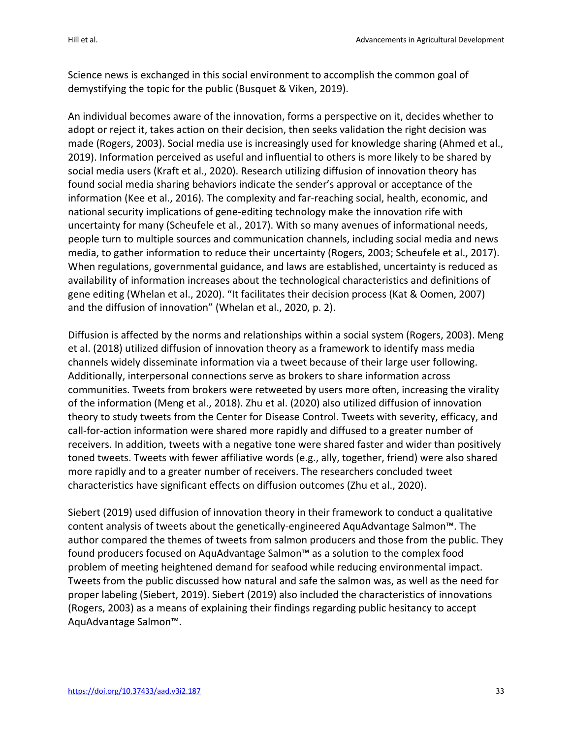Science news is exchanged in this social environment to accomplish the common goal of demystifying the topic for the public (Busquet & Viken, 2019).

An individual becomes aware of the innovation, forms a perspective on it, decides whether to adopt or reject it, takes action on their decision, then seeks validation the right decision was made (Rogers, 2003). Social media use is increasingly used for knowledge sharing (Ahmed et al., 2019). Information perceived as useful and influential to others is more likely to be shared by social media users (Kraft et al., 2020). Research utilizing diffusion of innovation theory has found social media sharing behaviors indicate the sender's approval or acceptance of the information (Kee et al., 2016). The complexity and far-reaching social, health, economic, and national security implications of gene-editing technology make the innovation rife with uncertainty for many (Scheufele et al., 2017). With so many avenues of informational needs, people turn to multiple sources and communication channels, including social media and news media, to gather information to reduce their uncertainty (Rogers, 2003; Scheufele et al., 2017). When regulations, governmental guidance, and laws are established, uncertainty is reduced as availability of information increases about the technological characteristics and definitions of gene editing (Whelan et al., 2020). "It facilitates their decision process (Kat & Oomen, 2007) and the diffusion of innovation" (Whelan et al., 2020, p. 2).

Diffusion is affected by the norms and relationships within a social system (Rogers, 2003). Meng et al. (2018) utilized diffusion of innovation theory as a framework to identify mass media channels widely disseminate information via a tweet because of their large user following. Additionally, interpersonal connections serve as brokers to share information across communities. Tweets from brokers were retweeted by users more often, increasing the virality of the information (Meng et al., 2018). Zhu et al. (2020) also utilized diffusion of innovation theory to study tweets from the Center for Disease Control. Tweets with severity, efficacy, and call-for-action information were shared more rapidly and diffused to a greater number of receivers. In addition, tweets with a negative tone were shared faster and wider than positively toned tweets. Tweets with fewer affiliative words (e.g., ally, together, friend) were also shared more rapidly and to a greater number of receivers. The researchers concluded tweet characteristics have significant effects on diffusion outcomes (Zhu et al., 2020).

Siebert (2019) used diffusion of innovation theory in their framework to conduct a qualitative content analysis of tweets about the genetically-engineered AquAdvantage Salmon™. The author compared the themes of tweets from salmon producers and those from the public. They found producers focused on AquAdvantage Salmon™ as a solution to the complex food problem of meeting heightened demand for seafood while reducing environmental impact. Tweets from the public discussed how natural and safe the salmon was, as well as the need for proper labeling (Siebert, 2019). Siebert (2019) also included the characteristics of innovations (Rogers, 2003) as a means of explaining their findings regarding public hesitancy to accept AquAdvantage Salmon™.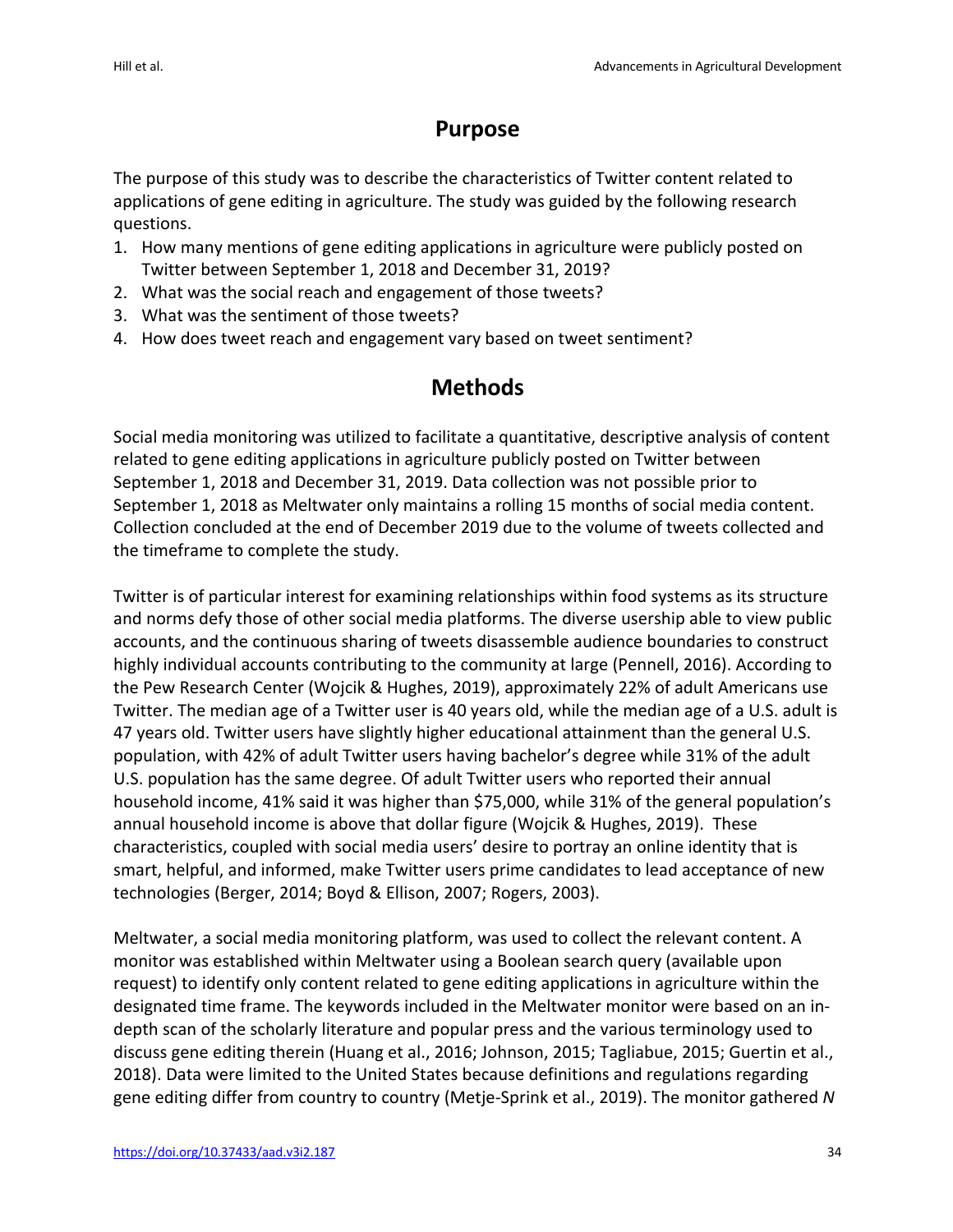## Purpose

The purpose of this study was to describe the characteristics of Twitter content related to applications of gene editing in agriculture. The study was guided by the following research questions.

1. How many mentions of gene editing applications in agriculture were publicly posted on Twitter between September 1, 2018 and December 31, 2019?
2. What was the social reach and engagement of those tweets?
3. What was the sentiment of those tweets?
4. How does tweet reach and engagement vary based on tweet sentiment?

## Methods

Social media monitoring was utilized to facilitate a quantitative, descriptive analysis of content related to gene editing applications in agriculture publicly posted on Twitter between September 1, 2018 and December 31, 2019. Data collection was not possible prior to September 1, 2018 as Meltwater only maintains a rolling 15 months of social media content. Collection concluded at the end of December 2019 due to the volume of tweets collected and the timeframe to complete the study.

Twitter is of particular interest for examining relationships within food systems as its structure and norms defy those of other social media platforms. The diverse usership able to view public accounts, and the continuous sharing of tweets disassemble audience boundaries to construct highly individual accounts contributing to the community at large (Pennell, 2016). According to the Pew Research Center (Wojcik & Hughes, 2019), approximately 22% of adult Americans use Twitter. The median age of a Twitter user is 40 years old, while the median age of a U.S. adult is 47 years old. Twitter users have slightly higher educational attainment than the general U.S. population, with 42% of adult Twitter users having bachelor's degree while 31% of the adult U.S. population has the same degree. Of adult Twitter users who reported their annual household income, 41% said it was higher than $75,000, while 31% of the general population's annual household income is above that dollar figure (Wojcik & Hughes, 2019). These characteristics, coupled with social media users' desire to portray an online identity that is smart, helpful, and informed, make Twitter users prime candidates to lead acceptance of new technologies (Berger, 2014; Boyd & Ellison, 2007; Rogers, 2003).

Meltwater, a social media monitoring platform, was used to collect the relevant content. A monitor was established within Meltwater using a Boolean search query (available upon request) to identify only content related to gene editing applications in agriculture within the designated time frame. The keywords included in the Meltwater monitor were based on an in-depth scan of the scholarly literature and popular press and the various terminology used to discuss gene editing therein (Huang et al., 2016; Johnson, 2015; Tagliabue, 2015; Guertin et al., 2018). Data were limited to the United States because definitions and regulations regarding gene editing differ from country to country (Metje-Sprink et al., 2019). The monitor gathered *N*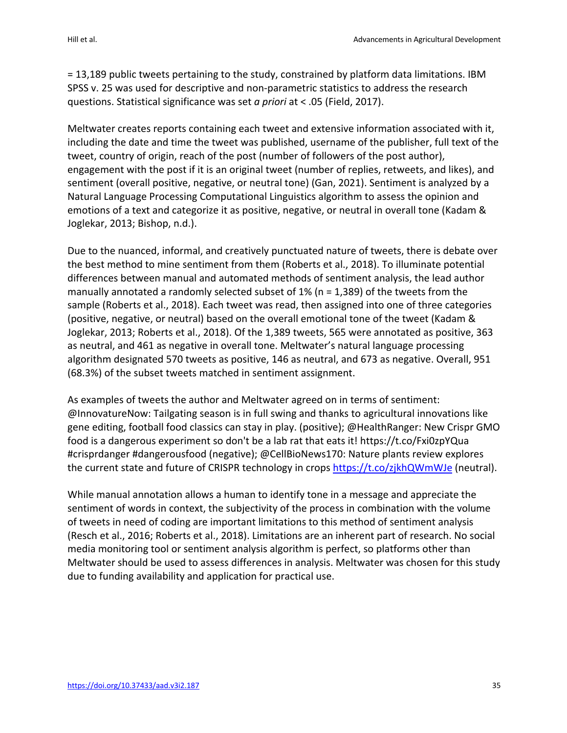= 13,189 public tweets pertaining to the study, constrained by platform data limitations. IBM SPSS v. 25 was used for descriptive and non-parametric statistics to address the research questions. Statistical significance was set *a priori* at < .05 (Field, 2017).

Meltwater creates reports containing each tweet and extensive information associated with it, including the date and time the tweet was published, username of the publisher, full text of the tweet, country of origin, reach of the post (number of followers of the post author), engagement with the post if it is an original tweet (number of replies, retweets, and likes), and sentiment (overall positive, negative, or neutral tone) (Gan, 2021). Sentiment is analyzed by a Natural Language Processing Computational Linguistics algorithm to assess the opinion and emotions of a text and categorize it as positive, negative, or neutral in overall tone (Kadam & Joglekar, 2013; Bishop, n.d.).

Due to the nuanced, informal, and creatively punctuated nature of tweets, there is debate over the best method to mine sentiment from them (Roberts et al., 2018). To illuminate potential differences between manual and automated methods of sentiment analysis, the lead author manually annotated a randomly selected subset of 1% (n = 1,389) of the tweets from the sample (Roberts et al., 2018). Each tweet was read, then assigned into one of three categories (positive, negative, or neutral) based on the overall emotional tone of the tweet (Kadam & Joglekar, 2013; Roberts et al., 2018). Of the 1,389 tweets, 565 were annotated as positive, 363 as neutral, and 461 as negative in overall tone. Meltwater's natural language processing algorithm designated 570 tweets as positive, 146 as neutral, and 673 as negative. Overall, 951 (68.3%) of the subset tweets matched in sentiment assignment.

As examples of tweets the author and Meltwater agreed on in terms of sentiment: @InnovatureNow: Tailgating season is in full swing and thanks to agricultural innovations like gene editing, football food classics can stay in play. (positive); @HealthRanger: New Crispr GMO food is a dangerous experiment so don't be a lab rat that eats it! https://t.co/Fxi0zpYQua #crisprdanger #dangerousfood (negative); @CellBioNews170: Nature plants review explores the current state and future of CRISPR technology in crops https://t.co/zjkhQWmWJe (neutral).

While manual annotation allows a human to identify tone in a message and appreciate the sentiment of words in context, the subjectivity of the process in combination with the volume of tweets in need of coding are important limitations to this method of sentiment analysis (Resch et al., 2016; Roberts et al., 2018). Limitations are an inherent part of research. No social media monitoring tool or sentiment analysis algorithm is perfect, so platforms other than Meltwater should be used to assess differences in analysis. Meltwater was chosen for this study due to funding availability and application for practical use.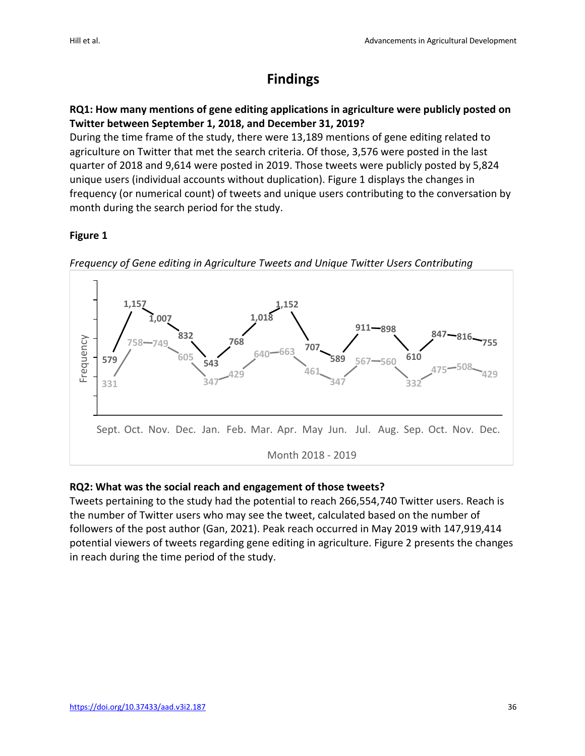# Findings

**RQ1: How many mentions of gene editing applications in agriculture were publicly posted on Twitter between September 1, 2018, and December 31, 2019?**

During the time frame of the study, there were 13,189 mentions of gene editing related to agriculture on Twitter that met the search criteria. Of those, 3,576 were posted in the last quarter of 2018 and 9,614 were posted in 2019. Those tweets were publicly posted by 5,824 unique users (individual accounts without duplication). Figure 1 displays the changes in frequency (or numerical count) of tweets and unique users contributing to the conversation by month during the search period for the study.

**Figure 1**

*Frequency of Gene editing in Agriculture Tweets and Unique Twitter Users Contributing*

**RQ2: What was the social reach and engagement of those tweets?**

Tweets pertaining to the study had the potential to reach 266,554,740 Twitter users. Reach is the number of Twitter users who may see the tweet, calculated based on the number of followers of the post author (Gan, 2021). Peak reach occurred in May 2019 with 147,919,414 potential viewers of tweets regarding gene editing in agriculture. Figure 2 presents the changes in reach during the time period of the study.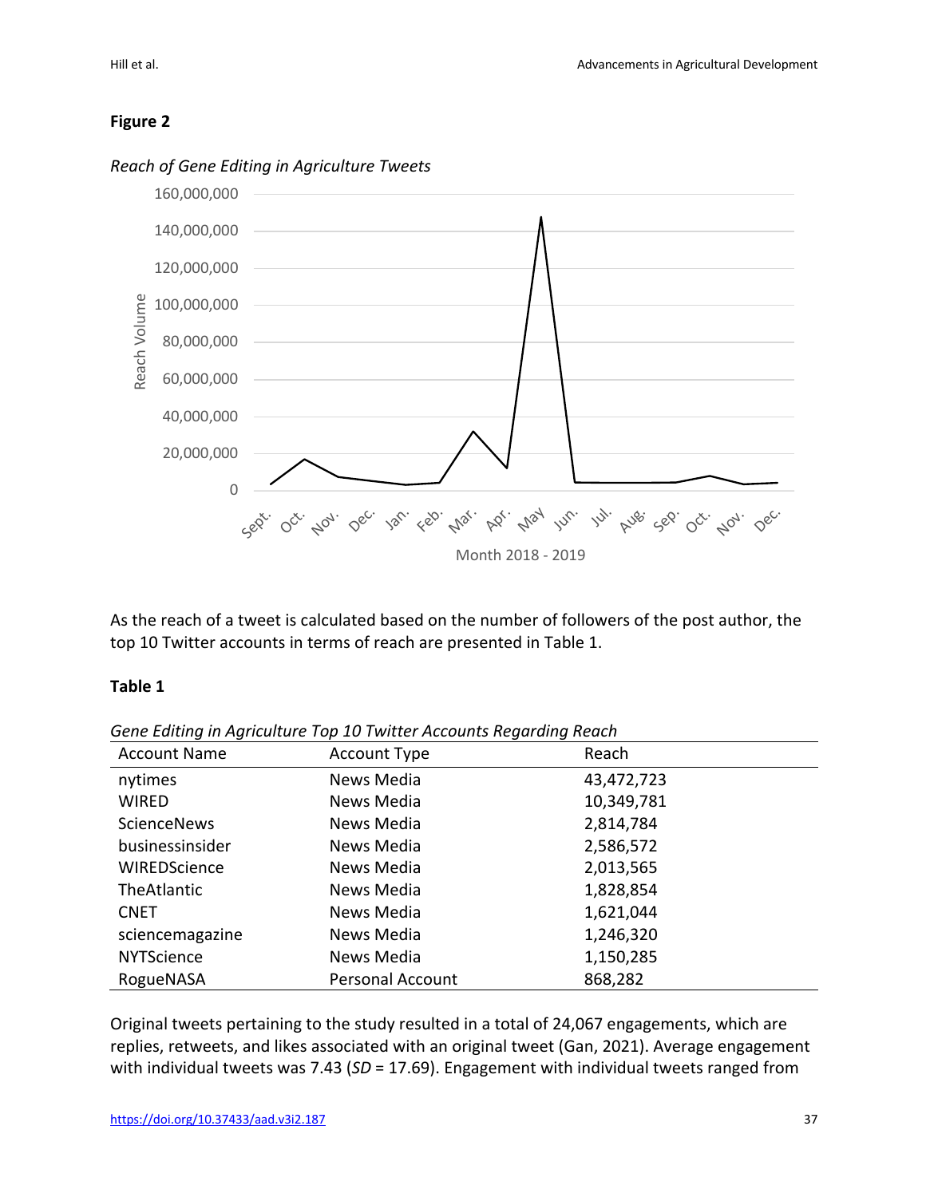**Figure 2**

*Reach of Gene Editing in Agriculture Tweets*

As the reach of a tweet is calculated based on the number of followers of the post author, the top 10 Twitter accounts in terms of reach are presented in Table 1.

**Table 1**

*Gene Editing in Agriculture Top 10 Twitter Accounts Regarding Reach*

| Account Name | Account Type | Reach |
|---|---|---|
| nytimes | News Media | 43,472,723 |
| WIRED | News Media | 10,349,781 |
| ScienceNews | News Media | 2,814,784 |
| businessinsider | News Media | 2,586,572 |
| WIREDScience | News Media | 2,013,565 |
| TheAtlantic | News Media | 1,828,854 |
| CNET | News Media | 1,621,044 |
| sciencemagazine | News Media | 1,246,320 |
| NYTScience | News Media | 1,150,285 |
| RogueNASA | Personal Account | 868,282 |

Original tweets pertaining to the study resulted in a total of 24,067 engagements, which are replies, retweets, and likes associated with an original tweet (Gan, 2021). Average engagement with individual tweets was 7.43 (*SD* = 17.69). Engagement with individual tweets ranged from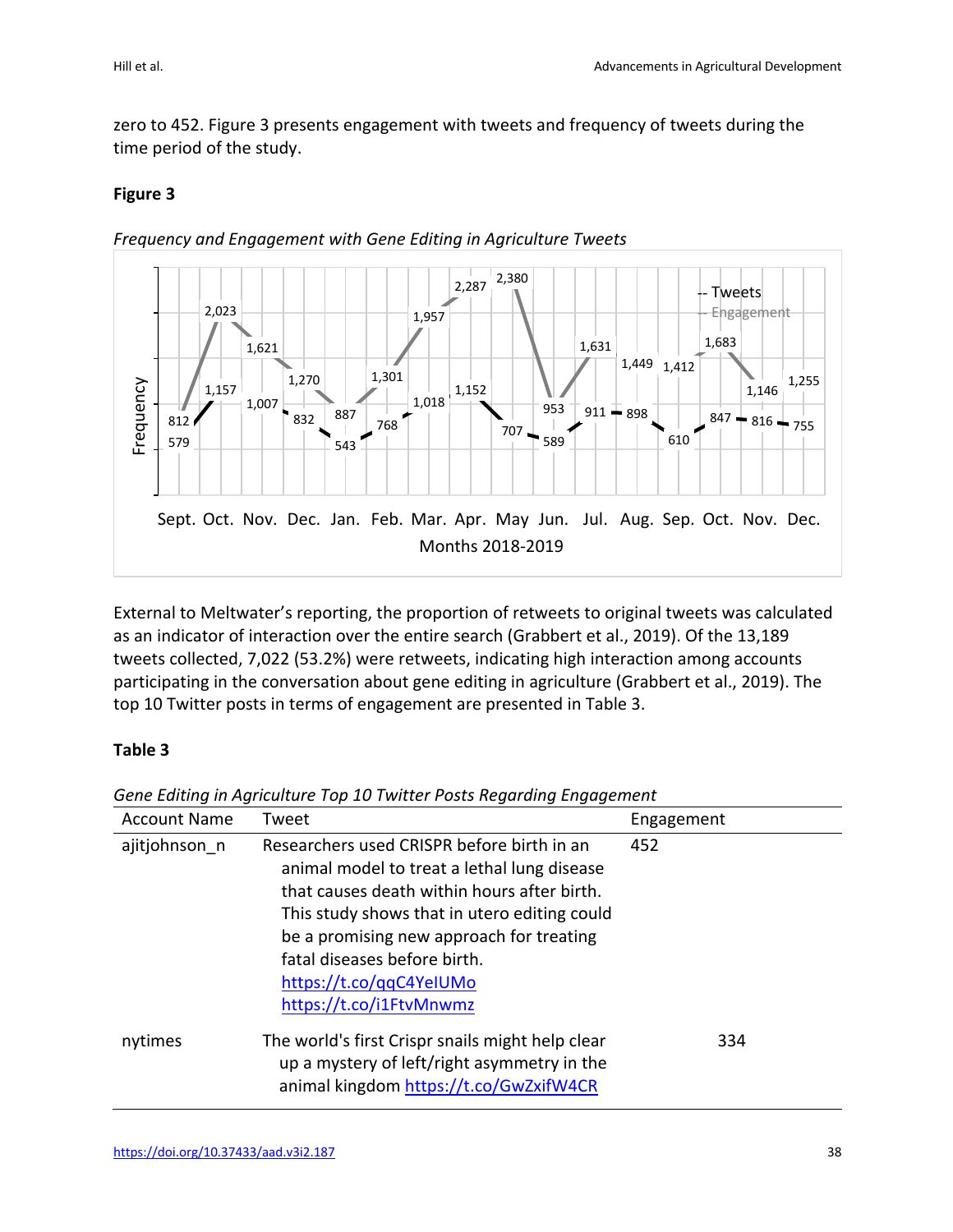zero to 452. Figure 3 presents engagement with tweets and frequency of tweets during the time period of the study.

**Figure 3**

*Frequency and Engagement with Gene Editing in Agriculture Tweets*

External to Meltwater's reporting, the proportion of retweets to original tweets was calculated as an indicator of interaction over the entire search (Grabbert et al., 2019). Of the 13,189 tweets collected, 7,022 (53.2%) were retweets, indicating high interaction among accounts participating in the conversation about gene editing in agriculture (Grabbert et al., 2019). The top 10 Twitter posts in terms of engagement are presented in Table 3.

**Table 3**

*Gene Editing in Agriculture Top 10 Twitter Posts Regarding Engagement*

| Account Name | Tweet | Engagement |
|---|---|---|
| ajitjohnson_n | Researchers used CRISPR before birth in an animal model to treat a lethal lung disease that causes death within hours after birth. This study shows that in utero editing could be a promising new approach for treating fatal diseases before birth. https://t.co/qqC4YeIUMo https://t.co/i1FtvMnwmz | 452 |
| nytimes | The world's first Crispr snails might help clear up a mystery of left/right asymmetry in the animal kingdom https://t.co/GwZxifW4CR | 334 |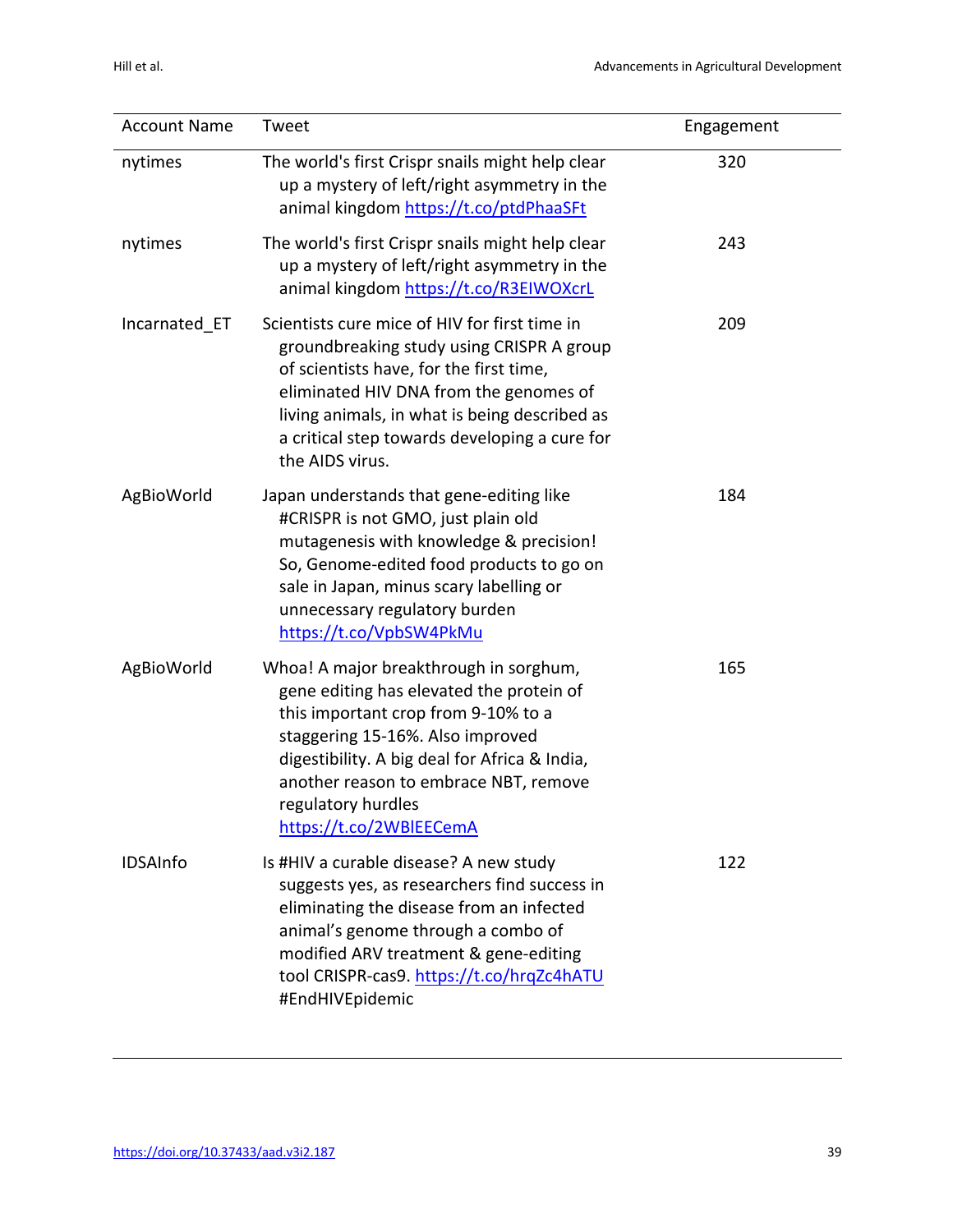| Account Name | Tweet | Engagement |
|---|---|---|
| nytimes | The world's first Crispr snails might help clear up a mystery of left/right asymmetry in the animal kingdom https://t.co/ptdPhaaSFt | 320 |
| nytimes | The world's first Crispr snails might help clear up a mystery of left/right asymmetry in the animal kingdom https://t.co/R3EIWOXcrL | 243 |
| Incarnated_ET | Scientists cure mice of HIV for first time in groundbreaking study using CRISPR A group of scientists have, for the first time, eliminated HIV DNA from the genomes of living animals, in what is being described as a critical step towards developing a cure for the AIDS virus. | 209 |
| AgBioWorld | Japan understands that gene-editing like #CRISPR is not GMO, just plain old mutagenesis with knowledge & precision! So, Genome-edited food products to go on sale in Japan, minus scary labelling or unnecessary regulatory burden https://t.co/VpbSW4PkMu | 184 |
| AgBioWorld | Whoa! A major breakthrough in sorghum, gene editing has elevated the protein of this important crop from 9-10% to a staggering 15-16%. Also improved digestibility. A big deal for Africa & India, another reason to embrace NBT, remove regulatory hurdles https://t.co/2WBlEECemA | 165 |
| IDSAInfo | Is #HIV a curable disease? A new study suggests yes, as researchers find success in eliminating the disease from an infected animal's genome through a combo of modified ARV treatment & gene-editing tool CRISPR-cas9. https://t.co/hrqZc4hATU #EndHIVEpidemic | 122 |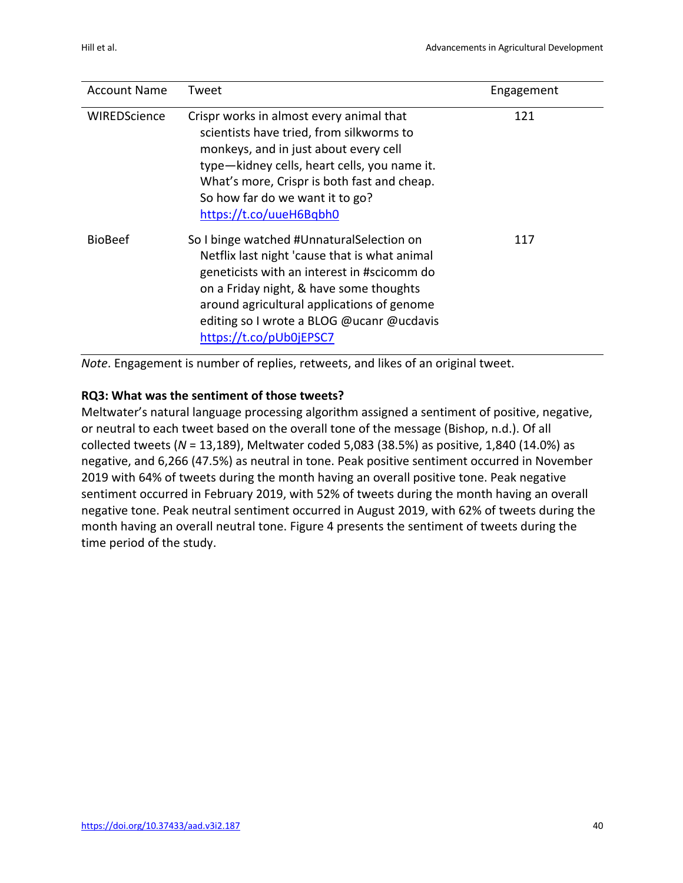| Account Name | Tweet | Engagement |
|---|---|---|
| WIREDScience | Crispr works in almost every animal that scientists have tried, from silkworms to monkeys, and in just about every cell type—kidney cells, heart cells, you name it. What's more, Crispr is both fast and cheap. So how far do we want it to go? https://t.co/uueH6Bqbh0 | 121 |
| BioBeef | So I binge watched #UnnaturalSelection on Netflix last night 'cause that is what animal geneticists with an interest in #scicomm do on a Friday night, & have some thoughts around agricultural applications of genome editing so I wrote a BLOG @ucanr @ucdavis https://t.co/pUb0jEPSC7 | 117 |

*Note*. Engagement is number of replies, retweets, and likes of an original tweet.

**RQ3: What was the sentiment of those tweets?**

Meltwater's natural language processing algorithm assigned a sentiment of positive, negative, or neutral to each tweet based on the overall tone of the message (Bishop, n.d.). Of all collected tweets (*N* = 13,189), Meltwater coded 5,083 (38.5%) as positive, 1,840 (14.0%) as negative, and 6,266 (47.5%) as neutral in tone. Peak positive sentiment occurred in November 2019 with 64% of tweets during the month having an overall positive tone. Peak negative sentiment occurred in February 2019, with 52% of tweets during the month having an overall negative tone. Peak neutral sentiment occurred in August 2019, with 62% of tweets during the month having an overall neutral tone. Figure 4 presents the sentiment of tweets during the time period of the study.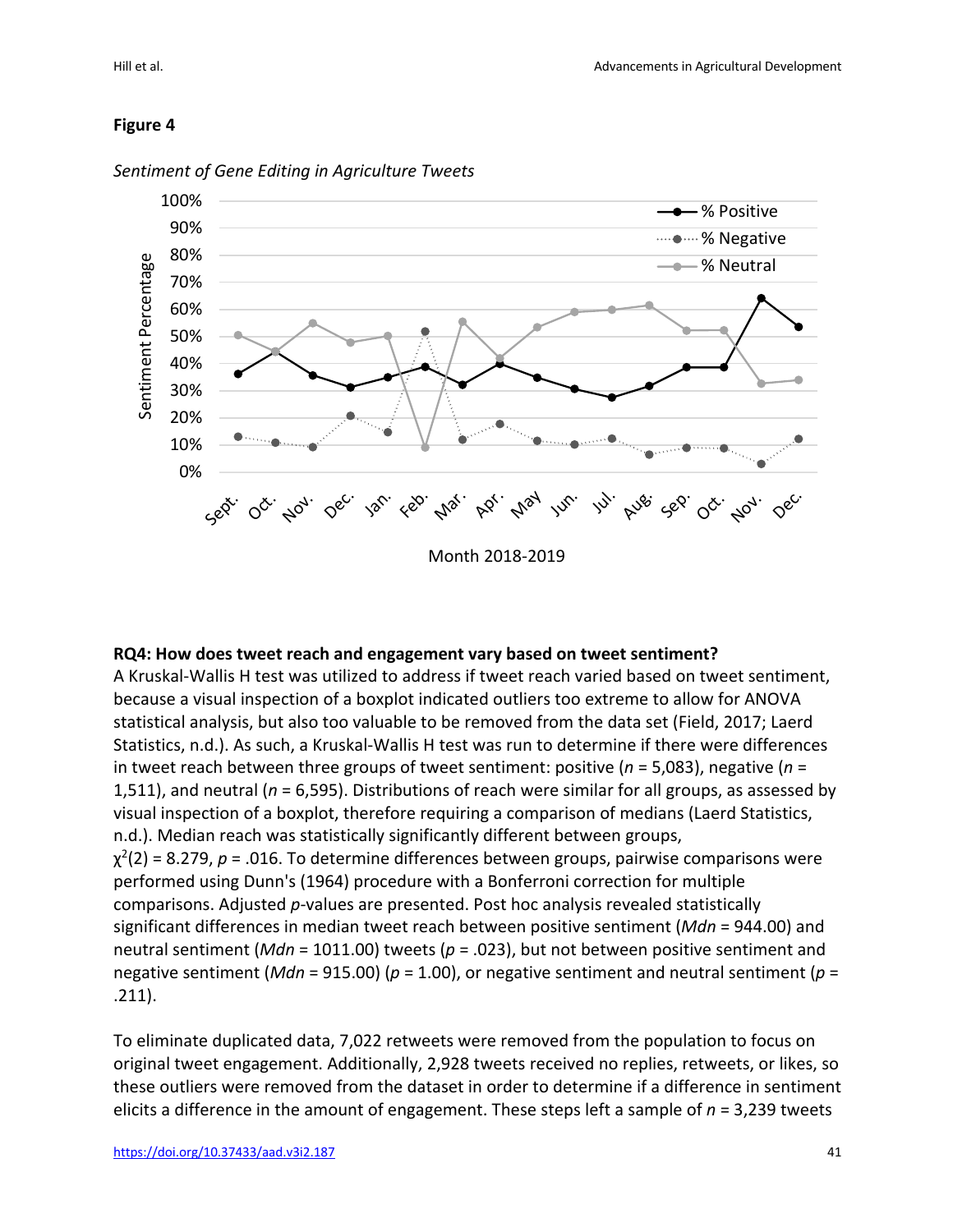**Figure 4**

*Sentiment of Gene Editing in Agriculture Tweets*

**RQ4: How does tweet reach and engagement vary based on tweet sentiment?**

A Kruskal-Wallis H test was utilized to address if tweet reach varied based on tweet sentiment, because a visual inspection of a boxplot indicated outliers too extreme to allow for ANOVA statistical analysis, but also too valuable to be removed from the data set (Field, 2017; Laerd Statistics, n.d.). As such, a Kruskal-Wallis H test was run to determine if there were differences in tweet reach between three groups of tweet sentiment: positive ($n$ = 5,083), negative ($n$ = 1,511), and neutral ($n$ = 6,595). Distributions of reach were similar for all groups, as assessed by visual inspection of a boxplot, therefore requiring a comparison of medians (Laerd Statistics, n.d.). Median reach was statistically significantly different between groups, $\chi^2(2) = 8.279$, $p = .016$. To determine differences between groups, pairwise comparisons were performed using Dunn's (1964) procedure with a Bonferroni correction for multiple comparisons. Adjusted $p$-values are presented. Post hoc analysis revealed statistically significant differences in median tweet reach between positive sentiment (*Mdn* = 944.00) and neutral sentiment (*Mdn* = 1011.00) tweets ($p = .023$), but not between positive sentiment and negative sentiment (*Mdn* = 915.00) ($p = 1.00$), or negative sentiment and neutral sentiment ($p = .211$).

To eliminate duplicated data, 7,022 retweets were removed from the population to focus on original tweet engagement. Additionally, 2,928 tweets received no replies, retweets, or likes, so these outliers were removed from the dataset in order to determine if a difference in sentiment elicits a difference in the amount of engagement. These steps left a sample of $n$ = 3,239 tweets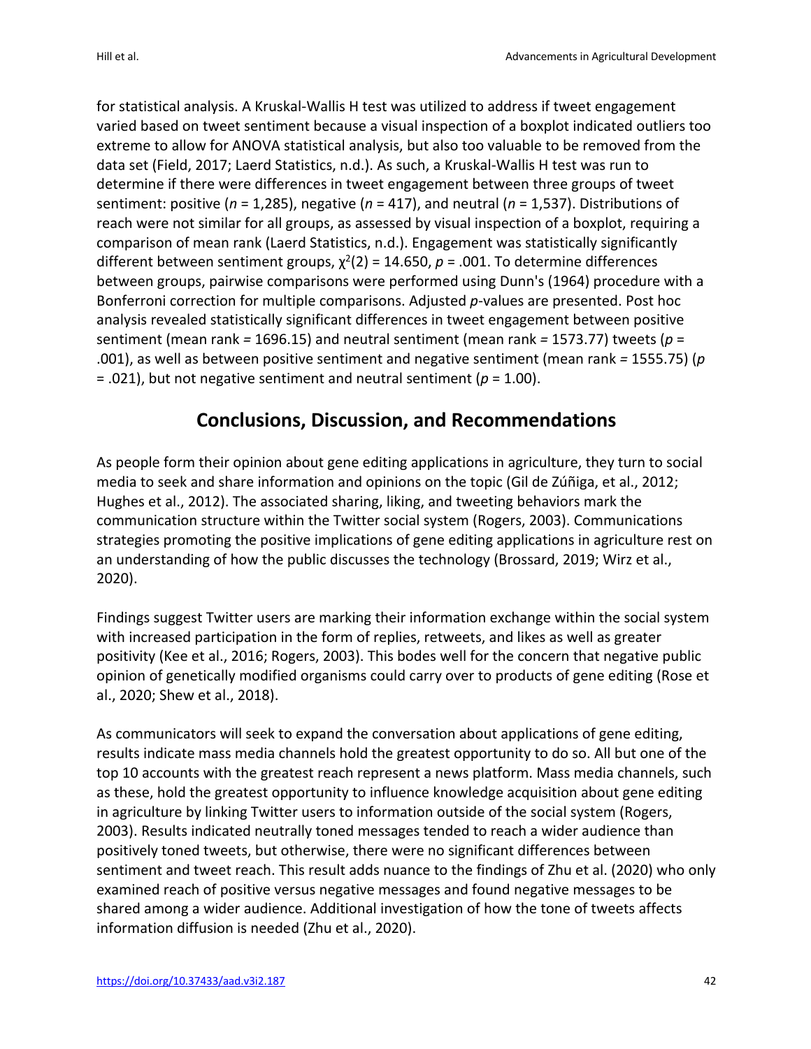for statistical analysis. A Kruskal-Wallis H test was utilized to address if tweet engagement varied based on tweet sentiment because a visual inspection of a boxplot indicated outliers too extreme to allow for ANOVA statistical analysis, but also too valuable to be removed from the data set (Field, 2017; Laerd Statistics, n.d.). As such, a Kruskal-Wallis H test was run to determine if there were differences in tweet engagement between three groups of tweet sentiment: positive ($n$ = 1,285), negative ($n$ = 417), and neutral ($n$ = 1,537). Distributions of reach were not similar for all groups, as assessed by visual inspection of a boxplot, requiring a comparison of mean rank (Laerd Statistics, n.d.). Engagement was statistically significantly different between sentiment groups, $\chi^2(2) = 14.650$, $p = .001$. To determine differences between groups, pairwise comparisons were performed using Dunn's (1964) procedure with a Bonferroni correction for multiple comparisons. Adjusted $p$-values are presented. Post hoc analysis revealed statistically significant differences in tweet engagement between positive sentiment (mean rank = 1696.15) and neutral sentiment (mean rank = 1573.77) tweets ($p$ = .001), as well as between positive sentiment and negative sentiment (mean rank = 1555.75) ($p$ = .021), but not negative sentiment and neutral sentiment ($p$ = 1.00).

## Conclusions, Discussion, and Recommendations

As people form their opinion about gene editing applications in agriculture, they turn to social media to seek and share information and opinions on the topic (Gil de Zúñiga, et al., 2012; Hughes et al., 2012). The associated sharing, liking, and tweeting behaviors mark the communication structure within the Twitter social system (Rogers, 2003). Communications strategies promoting the positive implications of gene editing applications in agriculture rest on an understanding of how the public discusses the technology (Brossard, 2019; Wirz et al., 2020).

Findings suggest Twitter users are marking their information exchange within the social system with increased participation in the form of replies, retweets, and likes as well as greater positivity (Kee et al., 2016; Rogers, 2003). This bodes well for the concern that negative public opinion of genetically modified organisms could carry over to products of gene editing (Rose et al., 2020; Shew et al., 2018).

As communicators will seek to expand the conversation about applications of gene editing, results indicate mass media channels hold the greatest opportunity to do so. All but one of the top 10 accounts with the greatest reach represent a news platform. Mass media channels, such as these, hold the greatest opportunity to influence knowledge acquisition about gene editing in agriculture by linking Twitter users to information outside of the social system (Rogers, 2003). Results indicated neutrally toned messages tended to reach a wider audience than positively toned tweets, but otherwise, there were no significant differences between sentiment and tweet reach. This result adds nuance to the findings of Zhu et al. (2020) who only examined reach of positive versus negative messages and found negative messages to be shared among a wider audience. Additional investigation of how the tone of tweets affects information diffusion is needed (Zhu et al., 2020).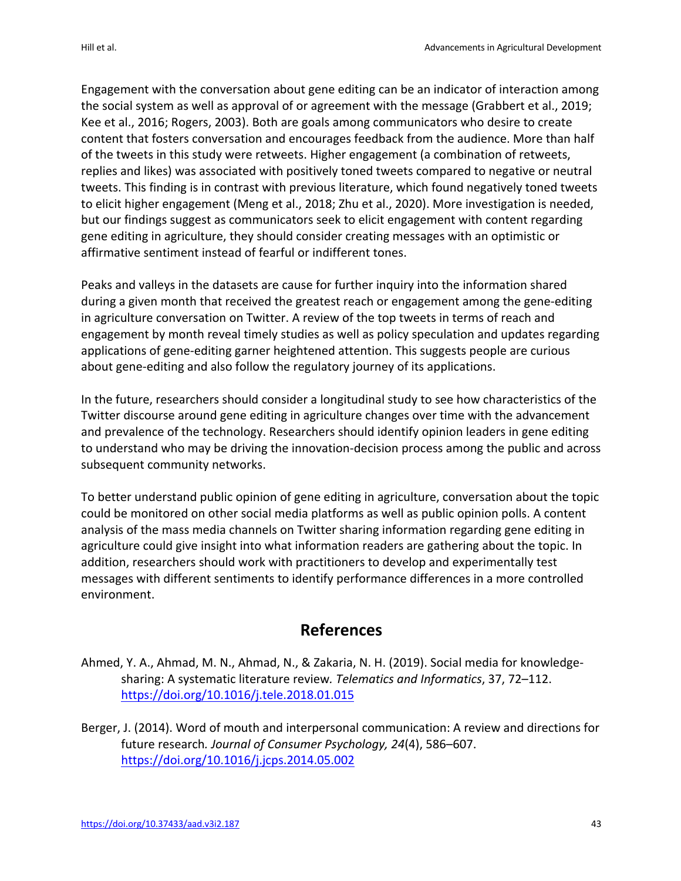Engagement with the conversation about gene editing can be an indicator of interaction among the social system as well as approval of or agreement with the message (Grabbert et al., 2019; Kee et al., 2016; Rogers, 2003). Both are goals among communicators who desire to create content that fosters conversation and encourages feedback from the audience. More than half of the tweets in this study were retweets. Higher engagement (a combination of retweets, replies and likes) was associated with positively toned tweets compared to negative or neutral tweets. This finding is in contrast with previous literature, which found negatively toned tweets to elicit higher engagement (Meng et al., 2018; Zhu et al., 2020). More investigation is needed, but our findings suggest as communicators seek to elicit engagement with content regarding gene editing in agriculture, they should consider creating messages with an optimistic or affirmative sentiment instead of fearful or indifferent tones.

Peaks and valleys in the datasets are cause for further inquiry into the information shared during a given month that received the greatest reach or engagement among the gene-editing in agriculture conversation on Twitter. A review of the top tweets in terms of reach and engagement by month reveal timely studies as well as policy speculation and updates regarding applications of gene-editing garner heightened attention. This suggests people are curious about gene-editing and also follow the regulatory journey of its applications.

In the future, researchers should consider a longitudinal study to see how characteristics of the Twitter discourse around gene editing in agriculture changes over time with the advancement and prevalence of the technology. Researchers should identify opinion leaders in gene editing to understand who may be driving the innovation-decision process among the public and across subsequent community networks.

To better understand public opinion of gene editing in agriculture, conversation about the topic could be monitored on other social media platforms as well as public opinion polls. A content analysis of the mass media channels on Twitter sharing information regarding gene editing in agriculture could give insight into what information readers are gathering about the topic. In addition, researchers should work with practitioners to develop and experimentally test messages with different sentiments to identify performance differences in a more controlled environment.

## References

Ahmed, Y. A., Ahmad, M. N., Ahmad, N., & Zakaria, N. H. (2019). Social media for knowledge-sharing: A systematic literature review. *Telematics and Informatics*, 37, 72–112. https://doi.org/10.1016/j.tele.2018.01.015

Berger, J. (2014). Word of mouth and interpersonal communication: A review and directions for future research. *Journal of Consumer Psychology, 24*(4), 586–607. https://doi.org/10.1016/j.jcps.2014.05.002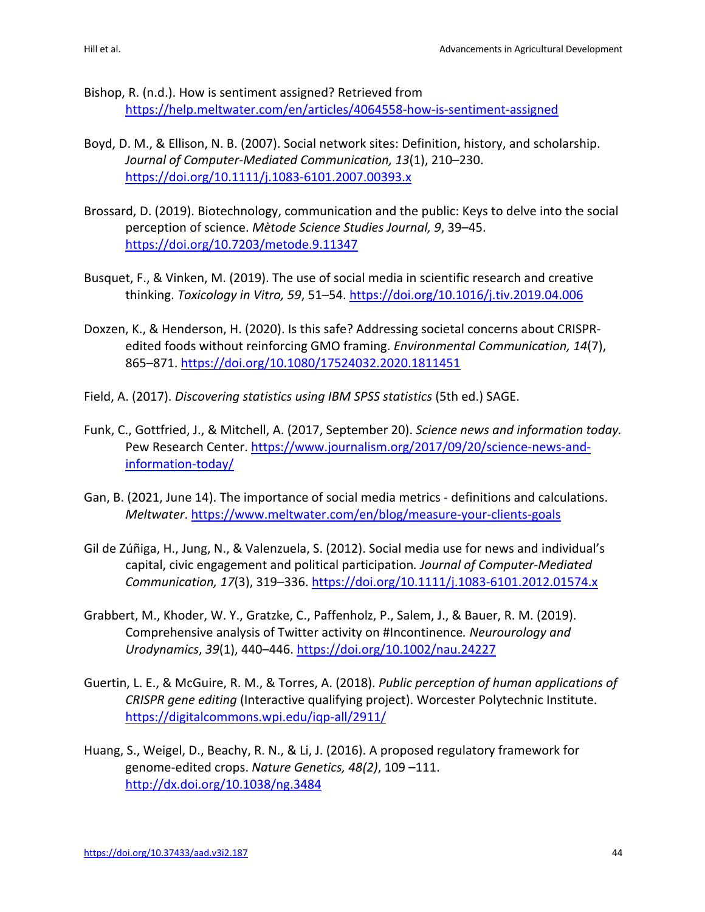Bishop, R. (n.d.). How is sentiment assigned? Retrieved from https://help.meltwater.com/en/articles/4064558-how-is-sentiment-assigned

Boyd, D. M., & Ellison, N. B. (2007). Social network sites: Definition, history, and scholarship. *Journal of Computer-Mediated Communication, 13*(1), 210–230. https://doi.org/10.1111/j.1083-6101.2007.00393.x

Brossard, D. (2019). Biotechnology, communication and the public: Keys to delve into the social perception of science. *Mètode Science Studies Journal, 9*, 39–45. https://doi.org/10.7203/metode.9.11347

Busquet, F., & Vinken, M. (2019). The use of social media in scientific research and creative thinking. *Toxicology in Vitro, 59*, 51–54. https://doi.org/10.1016/j.tiv.2019.04.006

Doxzen, K., & Henderson, H. (2020). Is this safe? Addressing societal concerns about CRISPR-edited foods without reinforcing GMO framing. *Environmental Communication, 14*(7), 865–871. https://doi.org/10.1080/17524032.2020.1811451

Field, A. (2017). *Discovering statistics using IBM SPSS statistics* (5th ed.) SAGE.

Funk, C., Gottfried, J., & Mitchell, A. (2017, September 20). *Science news and information today.* Pew Research Center. https://www.journalism.org/2017/09/20/science-news-and-information-today/

Gan, B. (2021, June 14). The importance of social media metrics - definitions and calculations. *Meltwater*. https://www.meltwater.com/en/blog/measure-your-clients-goals

Gil de Zúñiga, H., Jung, N., & Valenzuela, S. (2012). Social media use for news and individual's capital, civic engagement and political participation*. Journal of Computer-Mediated Communication, 17*(3), 319–336. https://doi.org/10.1111/j.1083-6101.2012.01574.x

Grabbert, M., Khoder, W. Y., Gratzke, C., Paffenholz, P., Salem, J., & Bauer, R. M. (2019). Comprehensive analysis of Twitter activity on #Incontinence*. Neurourology and Urodynamics*, *39*(1), 440–446. https://doi.org/10.1002/nau.24227

Guertin, L. E., & McGuire, R. M., & Torres, A. (2018). *Public perception of human applications of CRISPR gene editing* (Interactive qualifying project). Worcester Polytechnic Institute. https://digitalcommons.wpi.edu/iqp-all/2911/

Huang, S., Weigel, D., Beachy, R. N., & Li, J. (2016). A proposed regulatory framework for genome-edited crops. *Nature Genetics, 48(2)*, 109 –111. http://dx.doi.org/10.1038/ng.3484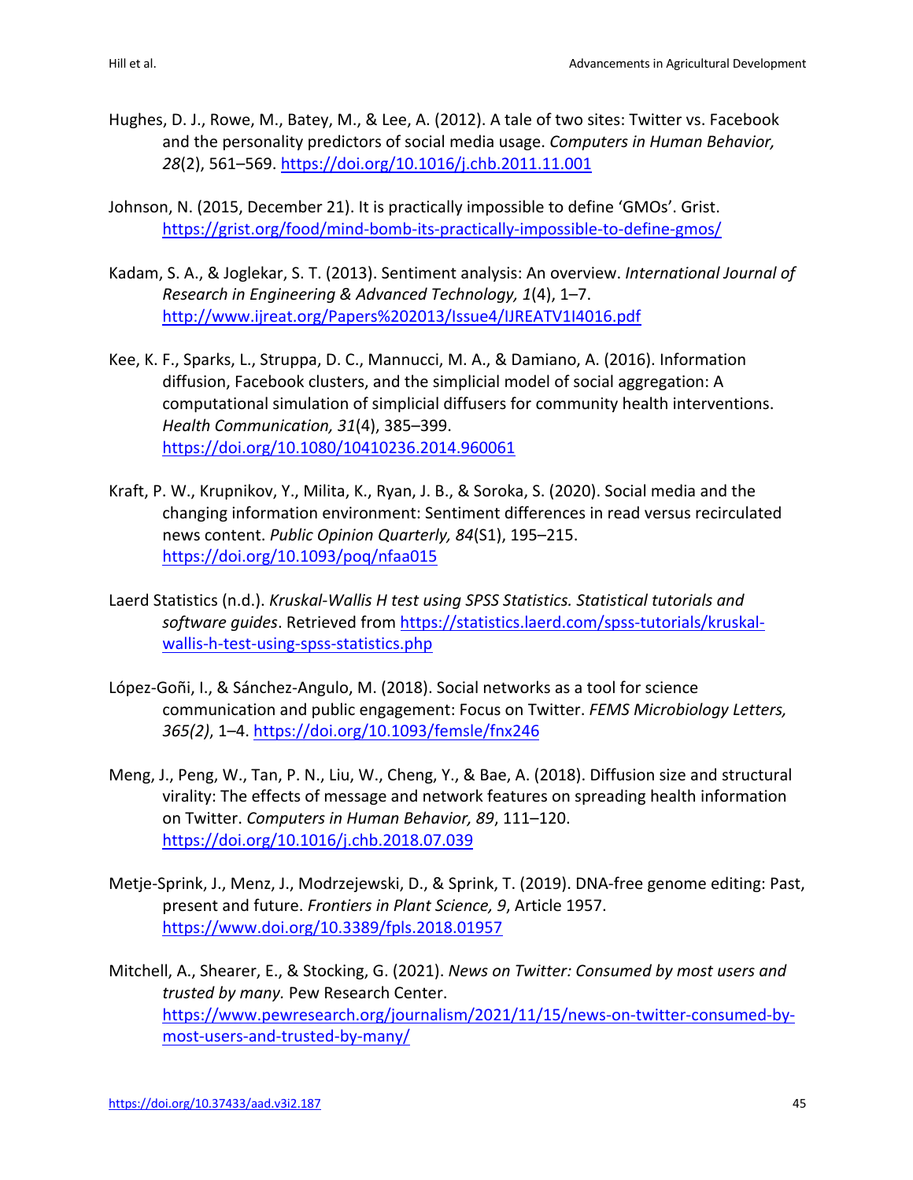Hughes, D. J., Rowe, M., Batey, M., & Lee, A. (2012). A tale of two sites: Twitter vs. Facebook and the personality predictors of social media usage. *Computers in Human Behavior, 28*(2), 561–569. https://doi.org/10.1016/j.chb.2011.11.001

Johnson, N. (2015, December 21). It is practically impossible to define 'GMOs'. Grist. https://grist.org/food/mind-bomb-its-practically-impossible-to-define-gmos/

Kadam, S. A., & Joglekar, S. T. (2013). Sentiment analysis: An overview. *International Journal of Research in Engineering & Advanced Technology, 1*(4), 1–7. http://www.ijreat.org/Papers%202013/Issue4/IJREATV1I4016.pdf

Kee, K. F., Sparks, L., Struppa, D. C., Mannucci, M. A., & Damiano, A. (2016). Information diffusion, Facebook clusters, and the simplicial model of social aggregation: A computational simulation of simplicial diffusers for community health interventions. *Health Communication, 31*(4), 385–399. https://doi.org/10.1080/10410236.2014.960061

Kraft, P. W., Krupnikov, Y., Milita, K., Ryan, J. B., & Soroka, S. (2020). Social media and the changing information environment: Sentiment differences in read versus recirculated news content. *Public Opinion Quarterly, 84*(S1), 195–215. https://doi.org/10.1093/poq/nfaa015

Laerd Statistics (n.d.). *Kruskal-Wallis H test using SPSS Statistics. Statistical tutorials and software guides*. Retrieved from https://statistics.laerd.com/spss-tutorials/kruskal-wallis-h-test-using-spss-statistics.php

López-Goñi, I., & Sánchez-Angulo, M. (2018). Social networks as a tool for science communication and public engagement: Focus on Twitter. *FEMS Microbiology Letters, 365(2)*, 1–4. https://doi.org/10.1093/femsle/fnx246

Meng, J., Peng, W., Tan, P. N., Liu, W., Cheng, Y., & Bae, A. (2018). Diffusion size and structural virality: The effects of message and network features on spreading health information on Twitter. *Computers in Human Behavior, 89*, 111–120. https://doi.org/10.1016/j.chb.2018.07.039

Metje-Sprink, J., Menz, J., Modrzejewski, D., & Sprink, T. (2019). DNA-free genome editing: Past, present and future. *Frontiers in Plant Science, 9*, Article 1957. https://www.doi.org/10.3389/fpls.2018.01957

Mitchell, A., Shearer, E., & Stocking, G. (2021). *News on Twitter: Consumed by most users and trusted by many.* Pew Research Center. https://www.pewresearch.org/journalism/2021/11/15/news-on-twitter-consumed-by-most-users-and-trusted-by-many/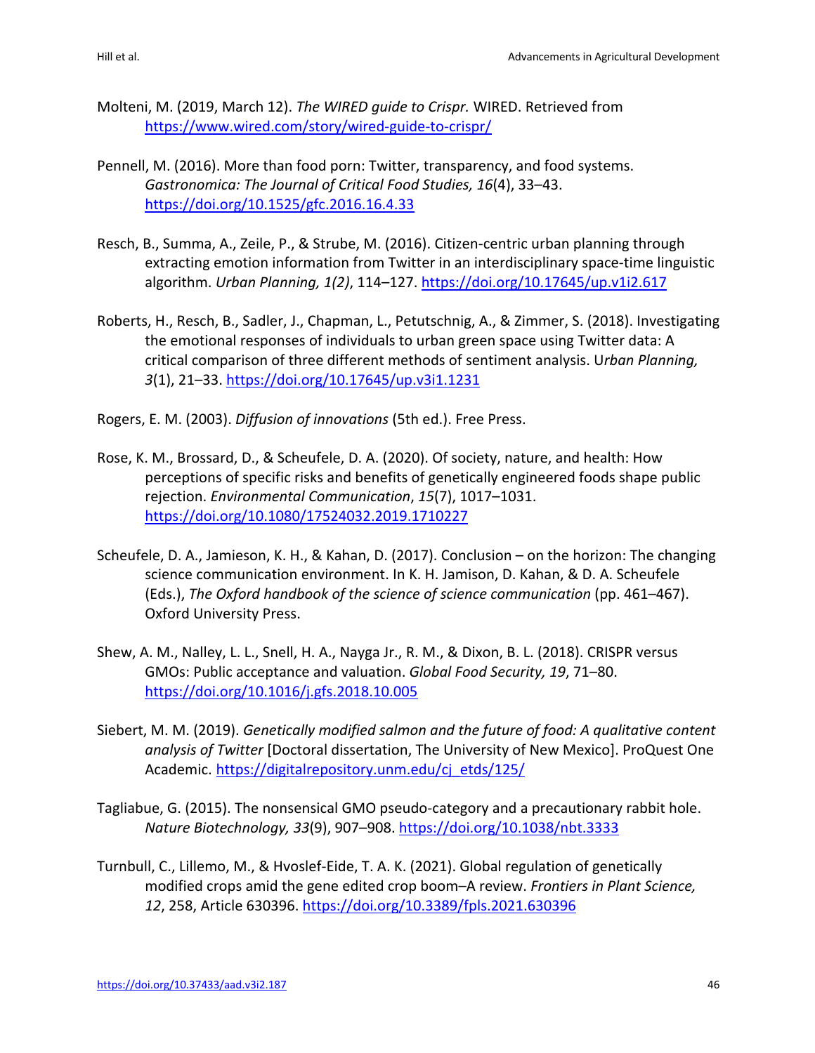Molteni, M. (2019, March 12). *The WIRED guide to Crispr.* WIRED. Retrieved from https://www.wired.com/story/wired-guide-to-crispr/

Pennell, M. (2016). More than food porn: Twitter, transparency, and food systems. *Gastronomica: The Journal of Critical Food Studies, 16*(4), 33–43. https://doi.org/10.1525/gfc.2016.16.4.33

Resch, B., Summa, A., Zeile, P., & Strube, M. (2016). Citizen-centric urban planning through extracting emotion information from Twitter in an interdisciplinary space-time linguistic algorithm. *Urban Planning, 1(2)*, 114–127. https://doi.org/10.17645/up.v1i2.617

Roberts, H., Resch, B., Sadler, J., Chapman, L., Petutschnig, A., & Zimmer, S. (2018). Investigating the emotional responses of individuals to urban green space using Twitter data: A critical comparison of three different methods of sentiment analysis. U*rban Planning, 3*(1), 21–33. https://doi.org/10.17645/up.v3i1.1231

Rogers, E. M. (2003). *Diffusion of innovations* (5th ed.). Free Press.

Rose, K. M., Brossard, D., & Scheufele, D. A. (2020). Of society, nature, and health: How perceptions of specific risks and benefits of genetically engineered foods shape public rejection. *Environmental Communication*, *15*(7), 1017–1031. https://doi.org/10.1080/17524032.2019.1710227

Scheufele, D. A., Jamieson, K. H., & Kahan, D. (2017). Conclusion – on the horizon: The changing science communication environment. In K. H. Jamison, D. Kahan, & D. A. Scheufele (Eds.), *The Oxford handbook of the science of science communication* (pp. 461–467). Oxford University Press.

Shew, A. M., Nalley, L. L., Snell, H. A., Nayga Jr., R. M., & Dixon, B. L. (2018). CRISPR versus GMOs: Public acceptance and valuation. *Global Food Security, 19*, 71–80. https://doi.org/10.1016/j.gfs.2018.10.005

Siebert, M. M. (2019). *Genetically modified salmon and the future of food: A qualitative content analysis of Twitter* [Doctoral dissertation, The University of New Mexico]. ProQuest One Academic. https://digitalrepository.unm.edu/cj_etds/125/

Tagliabue, G. (2015). The nonsensical GMO pseudo-category and a precautionary rabbit hole. *Nature Biotechnology, 33*(9), 907–908. https://doi.org/10.1038/nbt.3333

Turnbull, C., Lillemo, M., & Hvoslef-Eide, T. A. K. (2021). Global regulation of genetically modified crops amid the gene edited crop boom–A review. *Frontiers in Plant Science, 12*, 258, Article 630396. https://doi.org/10.3389/fpls.2021.630396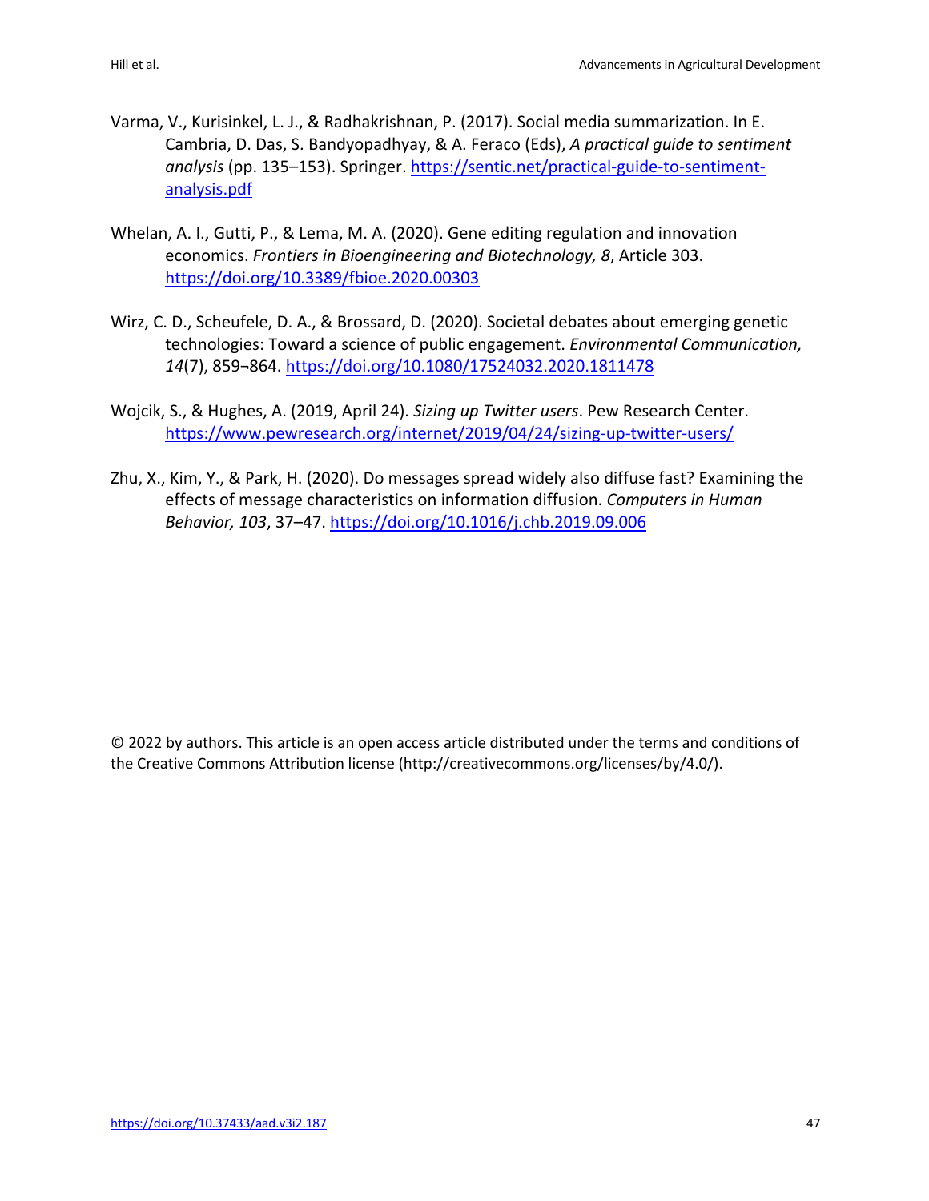Varma, V., Kurisinkel, L. J., & Radhakrishnan, P. (2017). Social media summarization. In E. Cambria, D. Das, S. Bandyopadhyay, & A. Feraco (Eds), *A practical guide to sentiment analysis* (pp. 135–153). Springer. https://sentic.net/practical-guide-to-sentiment-analysis.pdf

Whelan, A. I., Gutti, P., & Lema, M. A. (2020). Gene editing regulation and innovation economics. *Frontiers in Bioengineering and Biotechnology, 8*, Article 303. https://doi.org/10.3389/fbioe.2020.00303

Wirz, C. D., Scheufele, D. A., & Brossard, D. (2020). Societal debates about emerging genetic technologies: Toward a science of public engagement. *Environmental Communication, 14*(7), 859¬864. https://doi.org/10.1080/17524032.2020.1811478

Wojcik, S., & Hughes, A. (2019, April 24). *Sizing up Twitter users*. Pew Research Center. https://www.pewresearch.org/internet/2019/04/24/sizing-up-twitter-users/

Zhu, X., Kim, Y., & Park, H. (2020). Do messages spread widely also diffuse fast? Examining the effects of message characteristics on information diffusion. *Computers in Human Behavior, 103*, 37–47. https://doi.org/10.1016/j.chb.2019.09.006

© 2022 by authors. This article is an open access article distributed under the terms and conditions of the Creative Commons Attribution license (http://creativecommons.org/licenses/by/4.0/).